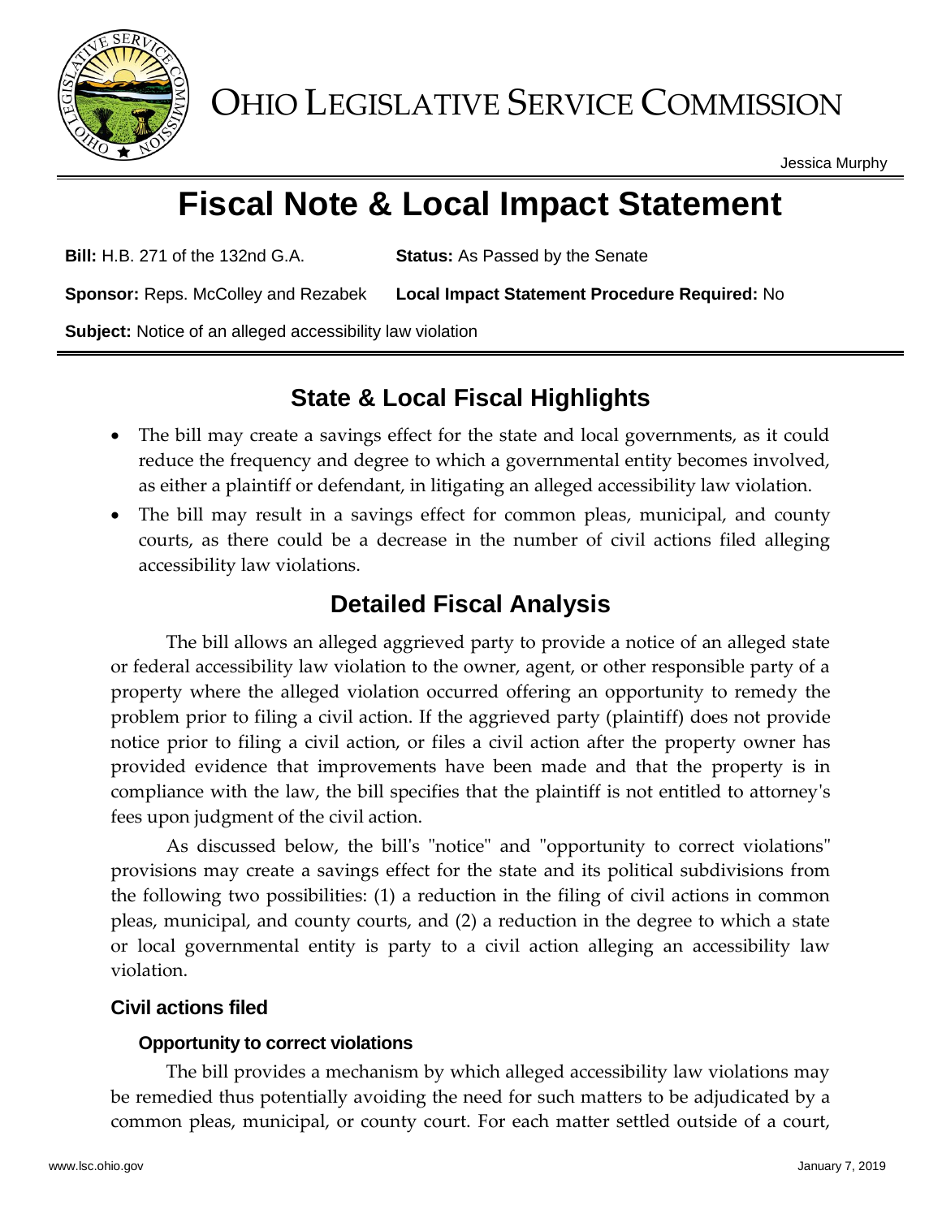OHIO LEGISLATIVE SERVICE COMMISSION

Jessica Murphy

# Fiscal Note & Local Impact Statement

**Bill:** H.B. 271 of the 132nd G.A. **Status:** As Passed by the Senate

**Sponsor:** Reps. McColley and Rezabek **Local Impact Statement Procedure Required:** No

**Subject:** Notice of an alleged accessibility law violation

## State & Local Fiscal Highlights

- The bill may create a savings effect for the state and local governments, as it could reduce the frequency and degree to which a governmental entity becomes involved, as either a plaintiff or defendant, in litigating an alleged accessibility law violation.
- The bill may result in a savings effect for common pleas, municipal, and county courts, as there could be a decrease in the number of civil actions filed alleging accessibility law violations.

## Detailed Fiscal Analysis

The bill allows an alleged aggrieved party to provide a notice of an alleged state or federal accessibility law violation to the owner, agent, or other responsible party of a property where the alleged violation occurred offering an opportunity to remedy the problem prior to filing a civil action. If the aggrieved party (plaintiff) does not provide notice prior to filing a civil action, or files a civil action after the property owner has provided evidence that improvements have been made and that the property is in compliance with the law, the bill specifies that the plaintiff is not entitled to attorney's fees upon judgment of the civil action.

As discussed below, the bill's "notice" and "opportunity to correct violations" provisions may create a savings effect for the state and its political subdivisions from the following two possibilities: (1) a reduction in the filing of civil actions in common pleas, municipal, and county courts, and (2) a reduction in the degree to which a state or local governmental entity is party to a civil action alleging an accessibility law violation.

### Civil actions filed

#### Opportunity to correct violations

The bill provides a mechanism by which alleged accessibility law violations may be remedied thus potentially avoiding the need for such matters to be adjudicated by a common pleas, municipal, or county court. For each matter settled outside of a court,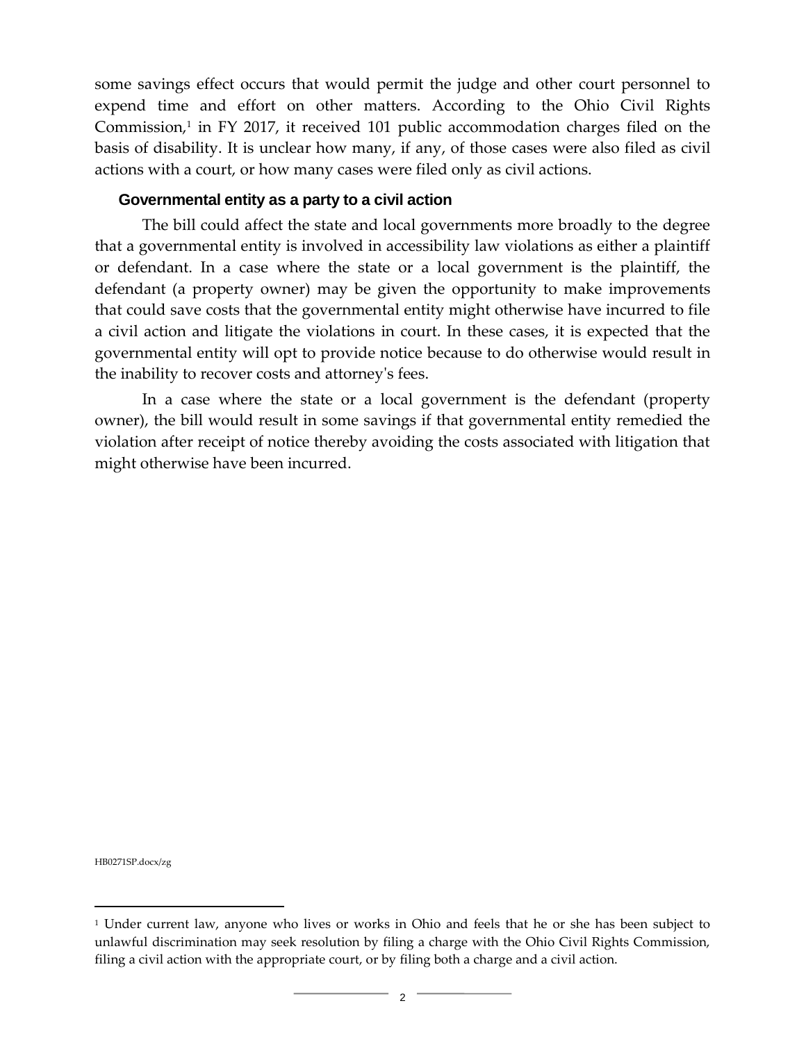some savings effect occurs that would permit the judge and other court personnel to expend time and effort on other matters. According to the Ohio Civil Rights Commission,[1] in FY 2017, it received 101 public accommodation charges filed on the basis of disability. It is unclear how many, if any, of those cases were also filed as civil actions with a court, or how many cases were filed only as civil actions.

### Governmental entity as a party to a civil action

The bill could affect the state and local governments more broadly to the degree that a governmental entity is involved in accessibility law violations as either a plaintiff or defendant. In a case where the state or a local government is the plaintiff, the defendant (a property owner) may be given the opportunity to make improvements that could save costs that the governmental entity might otherwise have incurred to file a civil action and litigate the violations in court. In these cases, it is expected that the governmental entity will opt to provide notice because to do otherwise would result in the inability to recover costs and attorney's fees.

In a case where the state or a local government is the defendant (property owner), the bill would result in some savings if that governmental entity remedied the violation after receipt of notice thereby avoiding the costs associated with litigation that might otherwise have been incurred.

HB0271SP.docx/zg

[1] Under current law, anyone who lives or works in Ohio and feels that he or she has been subject to unlawful discrimination may seek resolution by filing a charge with the Ohio Civil Rights Commission, filing a civil action with the appropriate court, or by filing both a charge and a civil action.